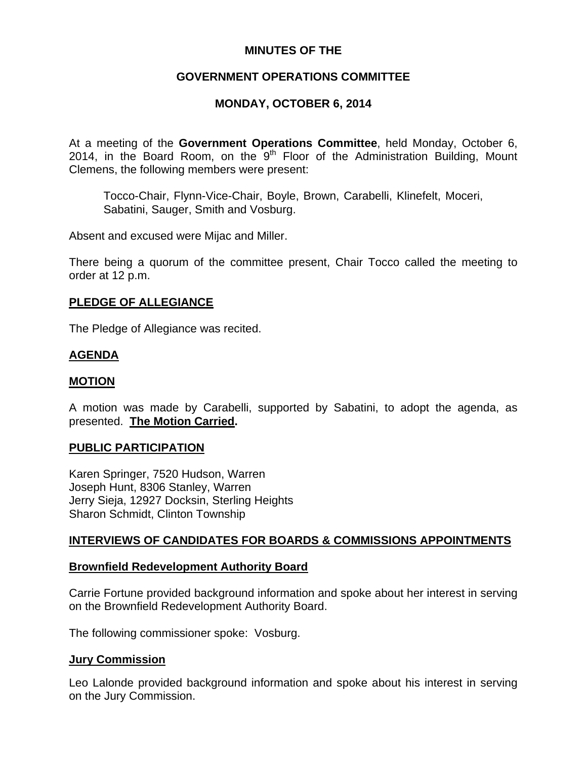**MINUTES OF THE**

**GOVERNMENT OPERATIONS COMMITTEE**

**MONDAY, OCTOBER 6, 2014**

At a meeting of the **Government Operations Committee**, held Monday, October 6, 2014, in the Board Room, on the 9th Floor of the Administration Building, Mount Clemens, the following members were present:

> Tocco-Chair, Flynn-Vice-Chair, Boyle, Brown, Carabelli, Klinefelt, Moceri, Sabatini, Sauger, Smith and Vosburg.

Absent and excused were Mijac and Miller.

There being a quorum of the committee present, Chair Tocco called the meeting to order at 12 p.m.

## PLEDGE OF ALLEGIANCE

The Pledge of Allegiance was recited.

## AGENDA

## MOTION

A motion was made by Carabelli, supported by Sabatini, to adopt the agenda, as presented. **The Motion Carried.**

## PUBLIC PARTICIPATION

Karen Springer, 7520 Hudson, Warren
Joseph Hunt, 8306 Stanley, Warren
Jerry Sieja, 12927 Docksin, Sterling Heights
Sharon Schmidt, Clinton Township

## INTERVIEWS OF CANDIDATES FOR BOARDS & COMMISSIONS APPOINTMENTS

### Brownfield Redevelopment Authority Board

Carrie Fortune provided background information and spoke about her interest in serving on the Brownfield Redevelopment Authority Board.

The following commissioner spoke: Vosburg.

### Jury Commission

Leo Lalonde provided background information and spoke about his interest in serving on the Jury Commission.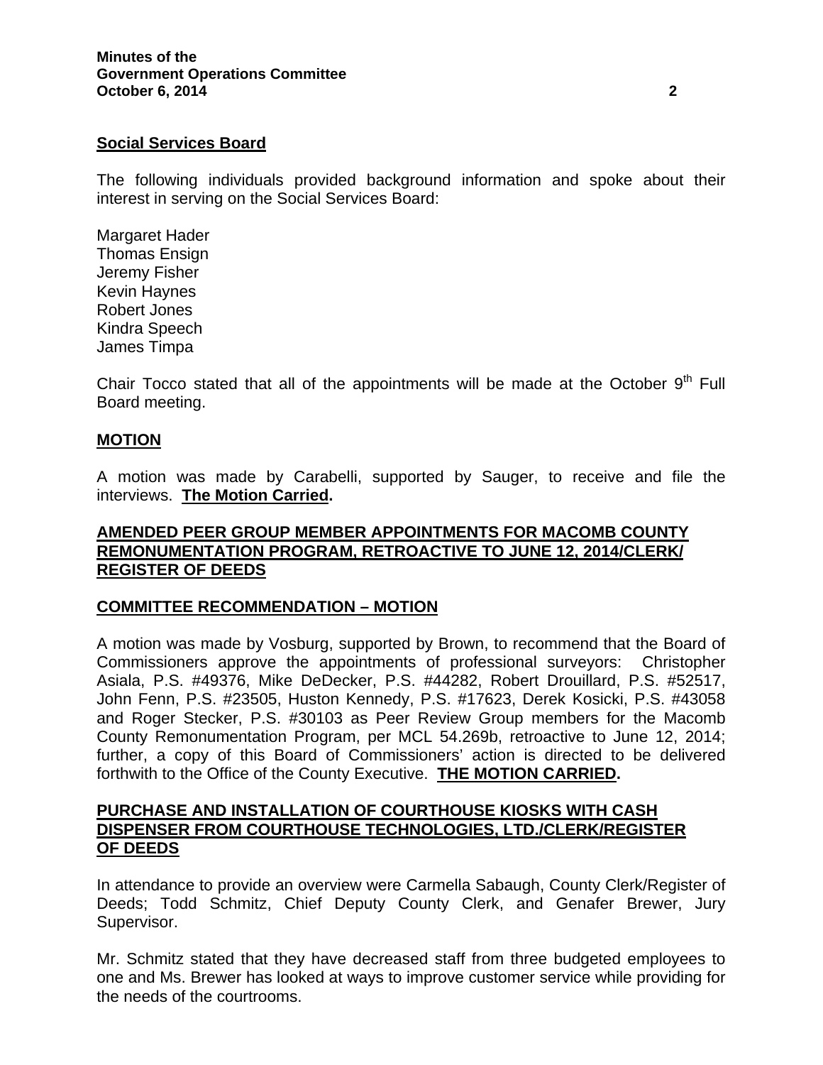**Social Services Board**

The following individuals provided background information and spoke about their interest in serving on the Social Services Board:

Margaret Hader
Thomas Ensign
Jeremy Fisher
Kevin Haynes
Robert Jones
Kindra Speech
James Timpa

Chair Tocco stated that all of the appointments will be made at the October 9th Full Board meeting.

**MOTION**

A motion was made by Carabelli, supported by Sauger, to receive and file the interviews. **The Motion Carried.**

**AMENDED PEER GROUP MEMBER APPOINTMENTS FOR MACOMB COUNTY REMONUMENTATION PROGRAM, RETROACTIVE TO JUNE 12, 2014/CLERK/ REGISTER OF DEEDS**

**COMMITTEE RECOMMENDATION – MOTION**

A motion was made by Vosburg, supported by Brown, to recommend that the Board of Commissioners approve the appointments of professional surveyors: Christopher Asiala, P.S. #49376, Mike DeDecker, P.S. #44282, Robert Drouillard, P.S. #52517, John Fenn, P.S. #23505, Huston Kennedy, P.S. #17623, Derek Kosicki, P.S. #43058 and Roger Stecker, P.S. #30103 as Peer Review Group members for the Macomb County Remonumentation Program, per MCL 54.269b, retroactive to June 12, 2014; further, a copy of this Board of Commissioners' action is directed to be delivered forthwith to the Office of the County Executive. **THE MOTION CARRIED.**

**PURCHASE AND INSTALLATION OF COURTHOUSE KIOSKS WITH CASH DISPENSER FROM COURTHOUSE TECHNOLOGIES, LTD./CLERK/REGISTER OF DEEDS**

In attendance to provide an overview were Carmella Sabaugh, County Clerk/Register of Deeds; Todd Schmitz, Chief Deputy County Clerk, and Genafer Brewer, Jury Supervisor.

Mr. Schmitz stated that they have decreased staff from three budgeted employees to one and Ms. Brewer has looked at ways to improve customer service while providing for the needs of the courtrooms.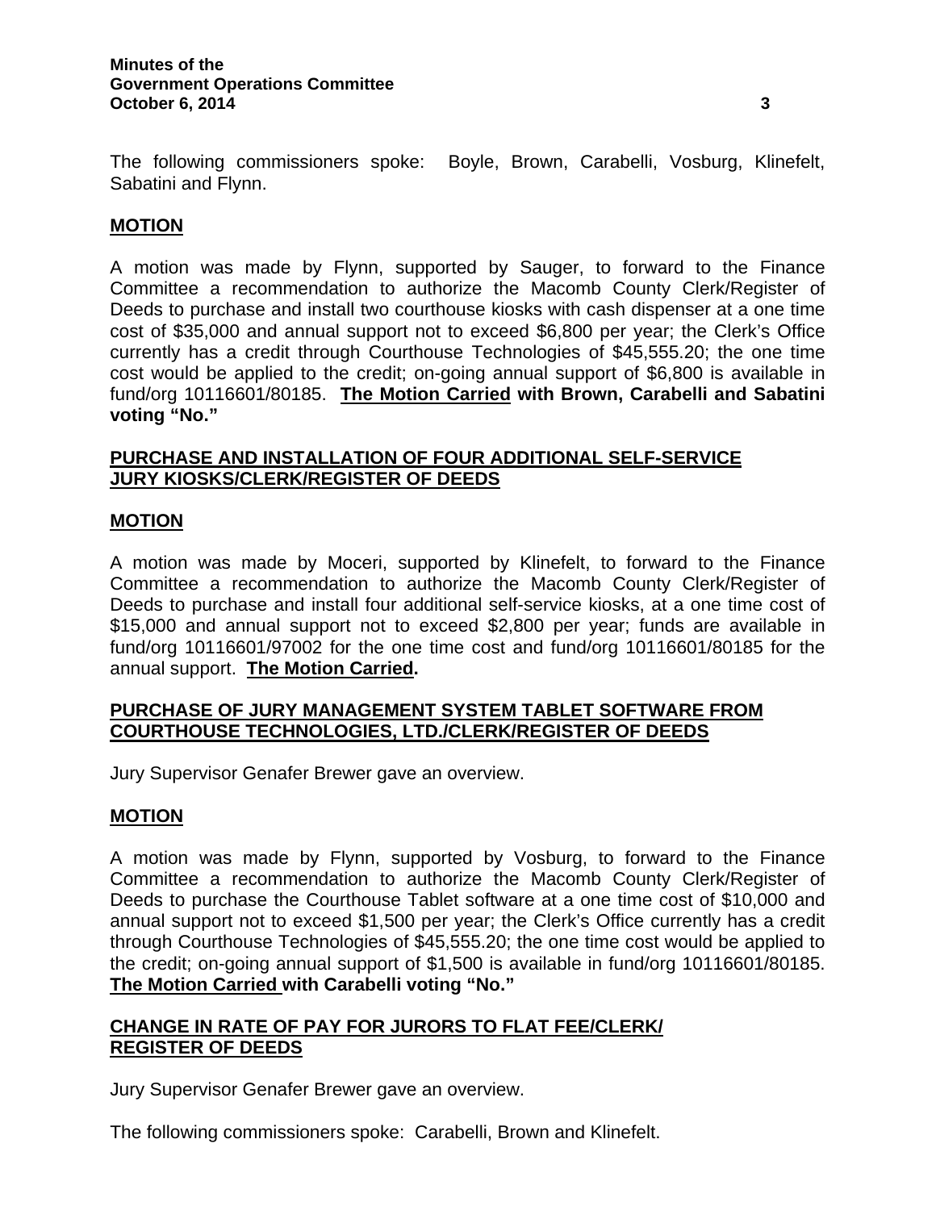The following commissioners spoke: Boyle, Brown, Carabelli, Vosburg, Klinefelt, Sabatini and Flynn.

**MOTION**

A motion was made by Flynn, supported by Sauger, to forward to the Finance Committee a recommendation to authorize the Macomb County Clerk/Register of Deeds to purchase and install two courthouse kiosks with cash dispenser at a one time cost of $35,000 and annual support not to exceed $6,800 per year; the Clerk's Office currently has a credit through Courthouse Technologies of $45,555.20; the one time cost would be applied to the credit; on-going annual support of $6,800 is available in fund/org 10116601/80185. **The Motion Carried with Brown, Carabelli and Sabatini voting "No."**

**PURCHASE AND INSTALLATION OF FOUR ADDITIONAL SELF-SERVICE JURY KIOSKS/CLERK/REGISTER OF DEEDS**

**MOTION**

A motion was made by Moceri, supported by Klinefelt, to forward to the Finance Committee a recommendation to authorize the Macomb County Clerk/Register of Deeds to purchase and install four additional self-service kiosks, at a one time cost of $15,000 and annual support not to exceed $2,800 per year; funds are available in fund/org 10116601/97002 for the one time cost and fund/org 10116601/80185 for the annual support. **The Motion Carried.**

**PURCHASE OF JURY MANAGEMENT SYSTEM TABLET SOFTWARE FROM COURTHOUSE TECHNOLOGIES, LTD./CLERK/REGISTER OF DEEDS**

Jury Supervisor Genafer Brewer gave an overview.

**MOTION**

A motion was made by Flynn, supported by Vosburg, to forward to the Finance Committee a recommendation to authorize the Macomb County Clerk/Register of Deeds to purchase the Courthouse Tablet software at a one time cost of $10,000 and annual support not to exceed $1,500 per year; the Clerk's Office currently has a credit through Courthouse Technologies of $45,555.20; the one time cost would be applied to the credit; on-going annual support of $1,500 is available in fund/org 10116601/80185. **The Motion Carried with Carabelli voting "No."**

**CHANGE IN RATE OF PAY FOR JURORS TO FLAT FEE/CLERK/ REGISTER OF DEEDS**

Jury Supervisor Genafer Brewer gave an overview.

The following commissioners spoke: Carabelli, Brown and Klinefelt.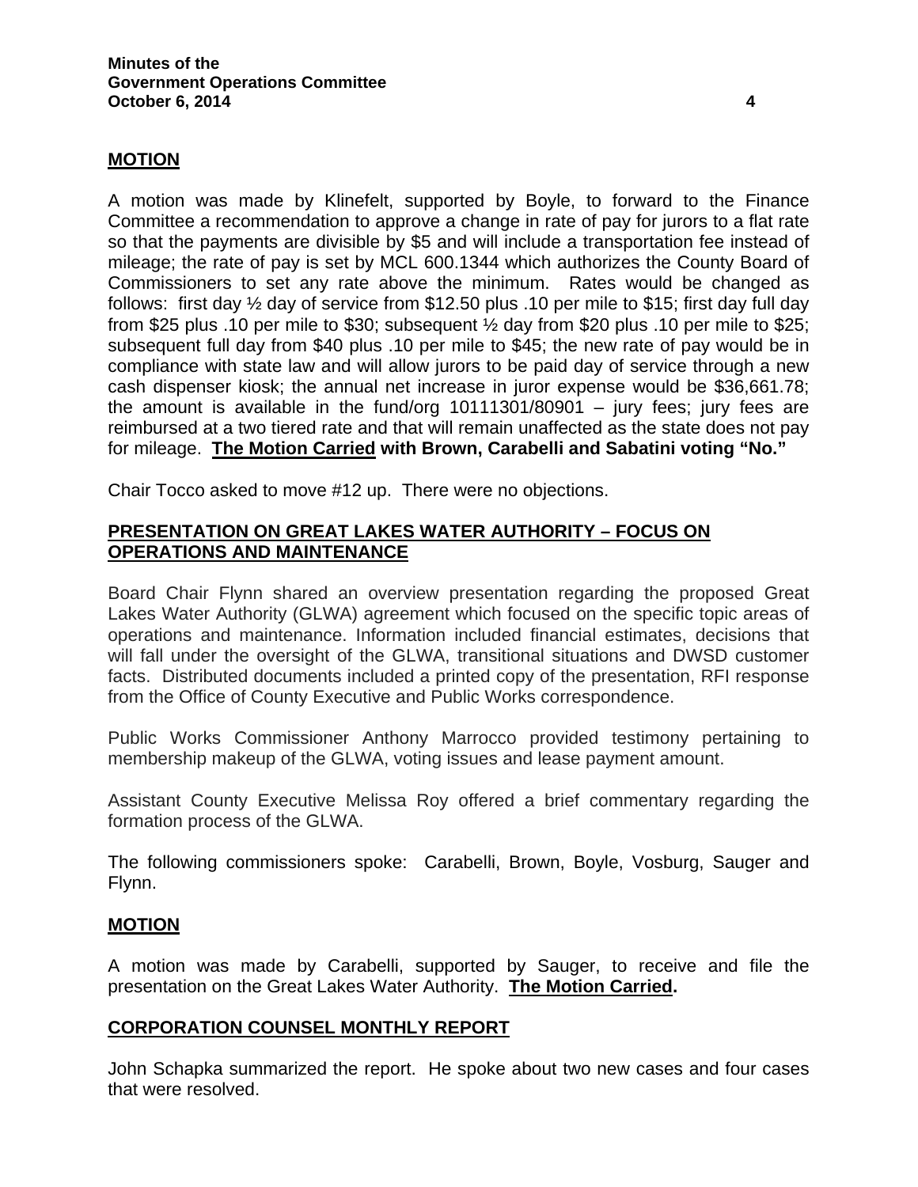## MOTION

A motion was made by Klinefelt, supported by Boyle, to forward to the Finance Committee a recommendation to approve a change in rate of pay for jurors to a flat rate so that the payments are divisible by $5 and will include a transportation fee instead of mileage; the rate of pay is set by MCL 600.1344 which authorizes the County Board of Commissioners to set any rate above the minimum. Rates would be changed as follows: first day ½ day of service from $12.50 plus .10 per mile to $15; first day full day from $25 plus .10 per mile to $30; subsequent ½ day from $20 plus .10 per mile to $25; subsequent full day from $40 plus .10 per mile to $45; the new rate of pay would be in compliance with state law and will allow jurors to be paid day of service through a new cash dispenser kiosk; the annual net increase in juror expense would be $36,661.78; the amount is available in the fund/org 10111301/80901 – jury fees; jury fees are reimbursed at a two tiered rate and that will remain unaffected as the state does not pay for mileage. **The Motion Carried with Brown, Carabelli and Sabatini voting "No."**

Chair Tocco asked to move #12 up. There were no objections.

## PRESENTATION ON GREAT LAKES WATER AUTHORITY – FOCUS ON OPERATIONS AND MAINTENANCE

Board Chair Flynn shared an overview presentation regarding the proposed Great Lakes Water Authority (GLWA) agreement which focused on the specific topic areas of operations and maintenance. Information included financial estimates, decisions that will fall under the oversight of the GLWA, transitional situations and DWSD customer facts. Distributed documents included a printed copy of the presentation, RFI response from the Office of County Executive and Public Works correspondence.

Public Works Commissioner Anthony Marrocco provided testimony pertaining to membership makeup of the GLWA, voting issues and lease payment amount.

Assistant County Executive Melissa Roy offered a brief commentary regarding the formation process of the GLWA.

The following commissioners spoke: Carabelli, Brown, Boyle, Vosburg, Sauger and Flynn.

## MOTION

A motion was made by Carabelli, supported by Sauger, to receive and file the presentation on the Great Lakes Water Authority. **The Motion Carried.**

## CORPORATION COUNSEL MONTHLY REPORT

John Schapka summarized the report. He spoke about two new cases and four cases that were resolved.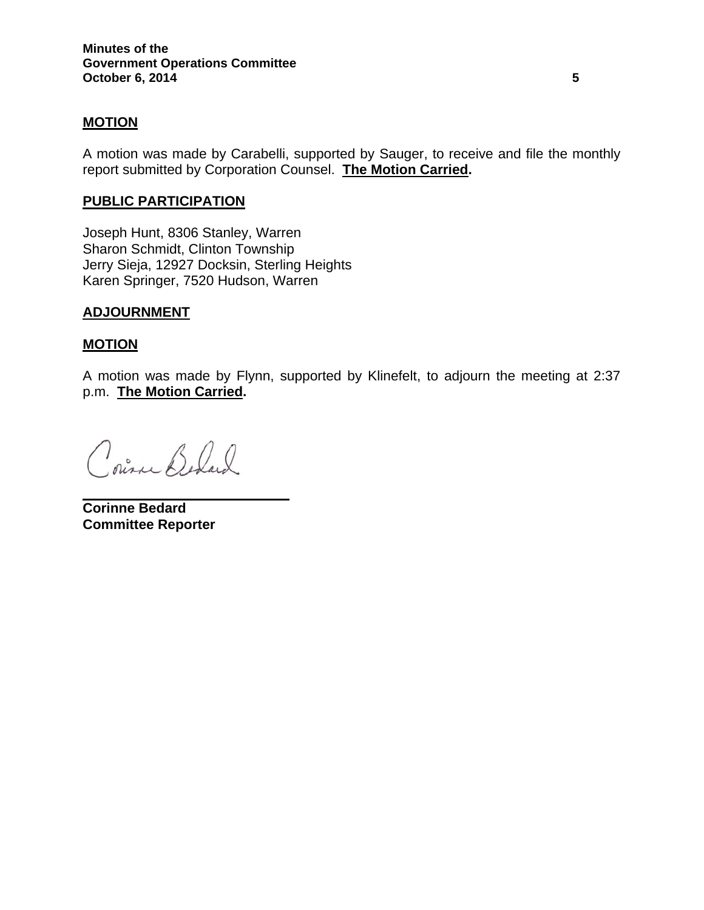**MOTION**

A motion was made by Carabelli, supported by Sauger, to receive and file the monthly report submitted by Corporation Counsel. **The Motion Carried.**

**PUBLIC PARTICIPATION**

Joseph Hunt, 8306 Stanley, Warren
Sharon Schmidt, Clinton Township
Jerry Sieja, 12927 Docksin, Sterling Heights
Karen Springer, 7520 Hudson, Warren

**ADJOURNMENT**

**MOTION**

A motion was made by Flynn, supported by Klinefelt, to adjourn the meeting at 2:37 p.m. **The Motion Carried.**

Corinne Bedard

**Corinne Bedard**
**Committee Reporter**